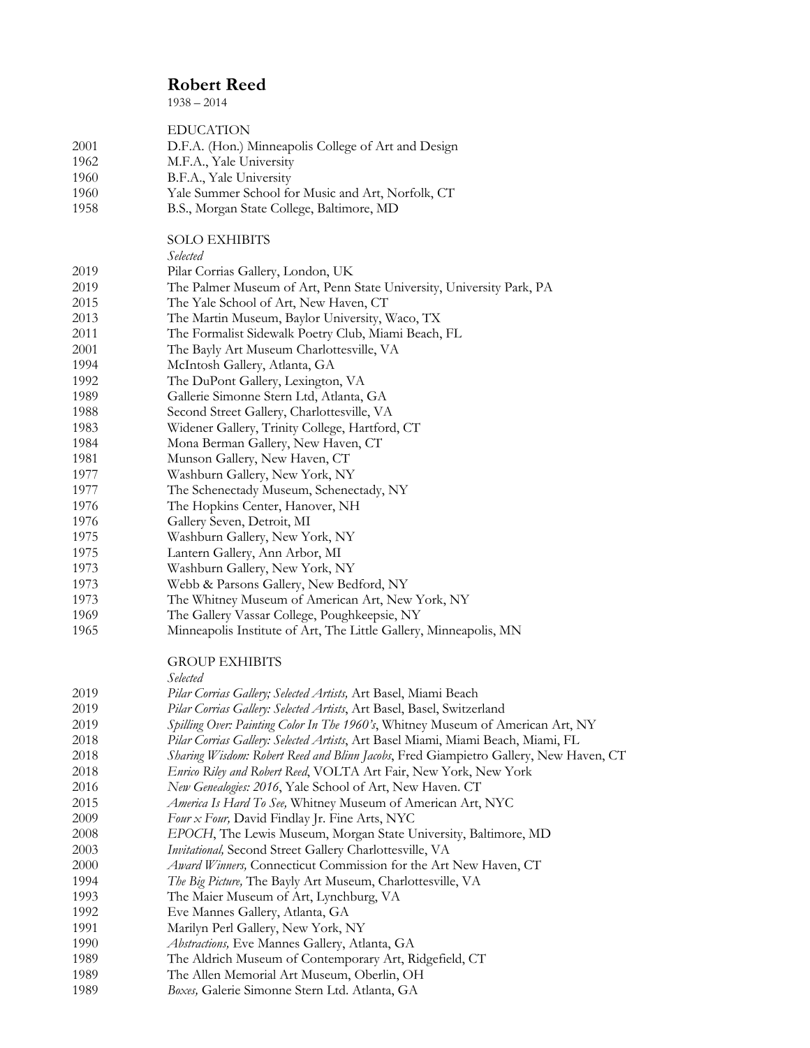# Robert Reed

1938 – 2014

## EDUCATION

2001 D.F.A. (Hon.) Minneapolis College of Art and Design
1962 M.F.A., Yale University
1960 B.F.A., Yale University
1960 Yale Summer School for Music and Art, Norfolk, CT
1958 B.S., Morgan State College, Baltimore, MD

## SOLO EXHIBITS

*Selected*

2019 Pilar Corrias Gallery, London, UK
2019 The Palmer Museum of Art, Penn State University, University Park, PA
2015 The Yale School of Art, New Haven, CT
2013 The Martin Museum, Baylor University, Waco, TX
2011 The Formalist Sidewalk Poetry Club, Miami Beach, FL
2001 The Bayly Art Museum Charlottesville, VA
1994 McIntosh Gallery, Atlanta, GA
1992 The DuPont Gallery, Lexington, VA
1989 Gallerie Simonne Stern Ltd, Atlanta, GA
1988 Second Street Gallery, Charlottesville, VA
1983 Widener Gallery, Trinity College, Hartford, CT
1984 Mona Berman Gallery, New Haven, CT
1981 Munson Gallery, New Haven, CT
1977 Washburn Gallery, New York, NY
1977 The Schenectady Museum, Schenectady, NY
1976 The Hopkins Center, Hanover, NH
1976 Gallery Seven, Detroit, MI
1975 Washburn Gallery, New York, NY
1975 Lantern Gallery, Ann Arbor, MI
1973 Washburn Gallery, New York, NY
1973 Webb & Parsons Gallery, New Bedford, NY
1973 The Whitney Museum of American Art, New York, NY
1969 The Gallery Vassar College, Poughkeepsie, NY
1965 Minneapolis Institute of Art, The Little Gallery, Minneapolis, MN

## GROUP EXHIBITS

*Selected*

2019 *Pilar Corrias Gallery; Selected Artists,* Art Basel, Miami Beach
2019 *Pilar Corrias Gallery: Selected Artists*, Art Basel, Basel, Switzerland
2019 *Spilling Over: Painting Color In The 1960's*, Whitney Museum of American Art, NY
2018 *Pilar Corrias Gallery: Selected Artists*, Art Basel Miami, Miami Beach, Miami, FL
2018 *Sharing Wisdom: Robert Reed and Blinn Jacobs*, Fred Giampietro Gallery, New Haven, CT
2018 *Enrico Riley and Robert Reed*, VOLTA Art Fair, New York, New York
2016 *New Genealogies: 2016*, Yale School of Art, New Haven. CT
2015 *America Is Hard To See,* Whitney Museum of American Art, NYC
2009 *Four x Four,* David Findlay Jr. Fine Arts, NYC
2008 *EPOCH*, The Lewis Museum, Morgan State University, Baltimore, MD
2003 *Invitational,* Second Street Gallery Charlottesville, VA
2000 *Award Winners,* Connecticut Commission for the Art New Haven, CT
1994 *The Big Picture,* The Bayly Art Museum, Charlottesville, VA
1993 The Maier Museum of Art, Lynchburg, VA
1992 Eve Mannes Gallery, Atlanta, GA
1991 Marilyn Perl Gallery, New York, NY
1990 *Abstractions,* Eve Mannes Gallery, Atlanta, GA
1989 The Aldrich Museum of Contemporary Art, Ridgefield, CT
1989 The Allen Memorial Art Museum, Oberlin, OH
1989 *Boxes,* Galerie Simonne Stern Ltd. Atlanta, GA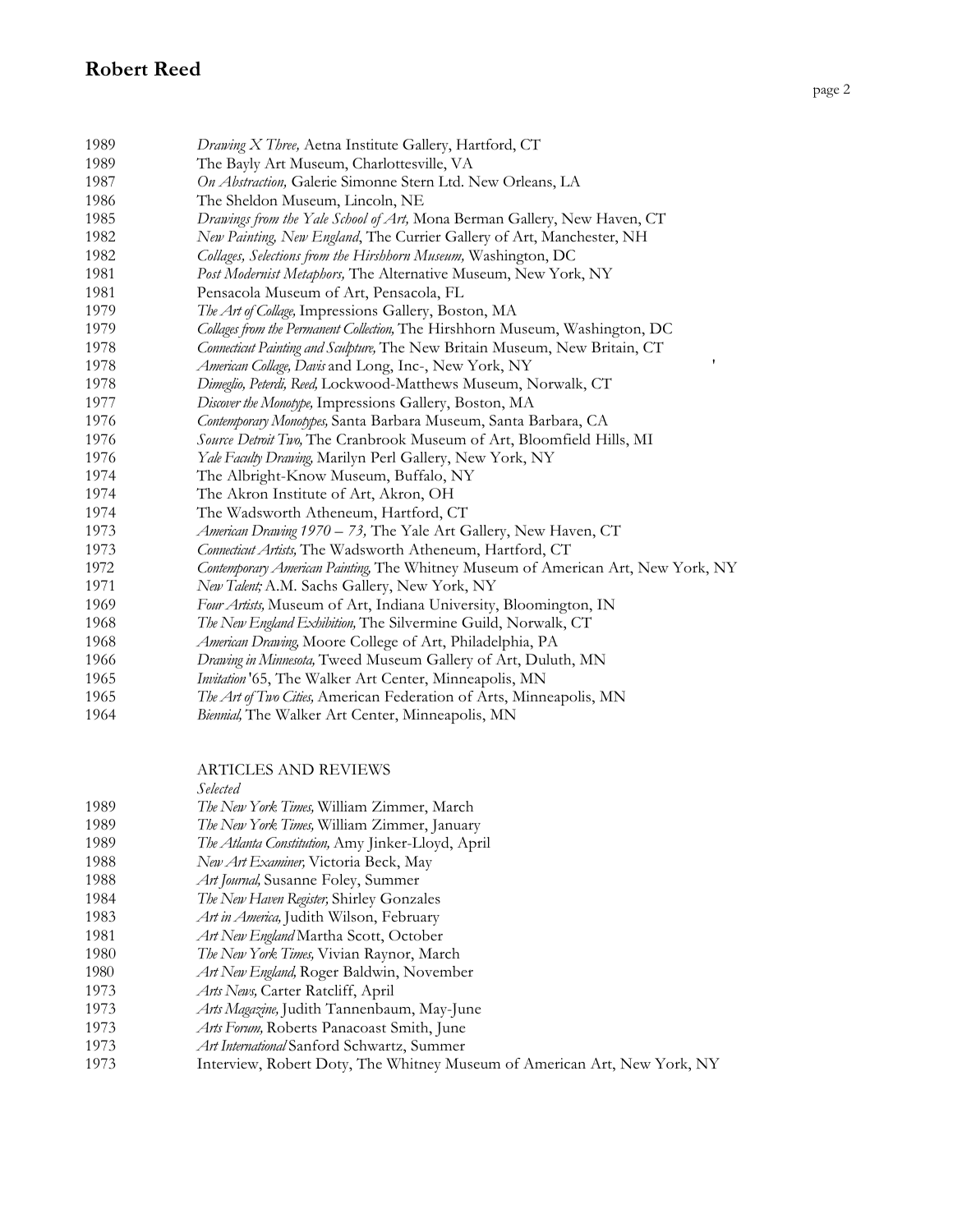1989 *Drawing X Three,* Aetna Institute Gallery, Hartford, CT
1989 The Bayly Art Museum, Charlottesville, VA
1987 *On Abstraction,* Galerie Simonne Stern Ltd. New Orleans, LA
1986 The Sheldon Museum, Lincoln, NE
1985 *Drawings from the Yale School of Art,* Mona Berman Gallery, New Haven, CT
1982 *New Painting, New England*, The Currier Gallery of Art, Manchester, NH
1982 *Collages, Selections from the Hirshhorn Museum,* Washington, DC
1981 *Post Modernist Metaphors,* The Alternative Museum, New York, NY
1981 Pensacola Museum of Art, Pensacola, FL
1979 *The Art of Collage,* Impressions Gallery, Boston, MA
1979 *Collages from the Permanent Collection,* The Hirshhorn Museum, Washington, DC
1978 *Connecticut Painting and Sculpture,* The New Britain Museum, New Britain, CT
1978 *American Collage, Davis* and Long, Inc-, New York, NY
1978 *Dimeglio, Peterdi, Reed,* Lockwood-Matthews Museum, Norwalk, CT
1977 *Discover the Monotype,* Impressions Gallery, Boston, MA
1976 *Contemporary Monotypes,* Santa Barbara Museum, Santa Barbara, CA
1976 *Source Detroit Two,* The Cranbrook Museum of Art, Bloomfield Hills, MI
1976 *Yale Faculty Drawing,* Marilyn Perl Gallery, New York, NY
1974 The Albright-Know Museum, Buffalo, NY
1974 The Akron Institute of Art, Akron, OH
1974 The Wadsworth Atheneum, Hartford, CT
1973 *American Drawing 1970 – 73,* The Yale Art Gallery, New Haven, CT
1973 *Connecticut Artists,* The Wadsworth Atheneum, Hartford, CT
1972 *Contemporary American Painting,* The Whitney Museum of American Art, New York, NY
1971 *New Talent;* A.M. Sachs Gallery, New York, NY
1969 *Four Artists,* Museum of Art, Indiana University, Bloomington, IN
1968 *The New England Exhibition,* The Silvermine Guild, Norwalk, CT
1968 *American Drawing,* Moore College of Art, Philadelphia, PA
1966 *Drawing in Minnesota,* Tweed Museum Gallery of Art, Duluth, MN
1965 *Invitation* '65, The Walker Art Center, Minneapolis, MN
1965 *The Art of Two Cities,* American Federation of Arts, Minneapolis, MN
1964 *Biennial,* The Walker Art Center, Minneapolis, MN

ARTICLES AND REVIEWS
*Selected*

1989 *The New York Times,* William Zimmer, March
1989 *The New York Times,* William Zimmer, January
1989 *The Atlanta Constitution,* Amy Jinker-Lloyd, April
1988 *New Art Examiner,* Victoria Beck, May
1988 *Art Journal,* Susanne Foley, Summer
1984 *The New Haven Register,* Shirley Gonzales
1983 *Art in America,* Judith Wilson, February
1981 *Art New England* Martha Scott, October
1980 *The New York Times,* Vivian Raynor, March
1980 *Art New England,* Roger Baldwin, November
1973 *Arts News,* Carter Ratcliff, April
1973 *Arts Magazine,* Judith Tannenbaum, May-June
1973 *Arts Forum,* Roberts Panacoast Smith, June
1973 *Art International* Sanford Schwartz, Summer
1973 Interview, Robert Doty, The Whitney Museum of American Art, New York, NY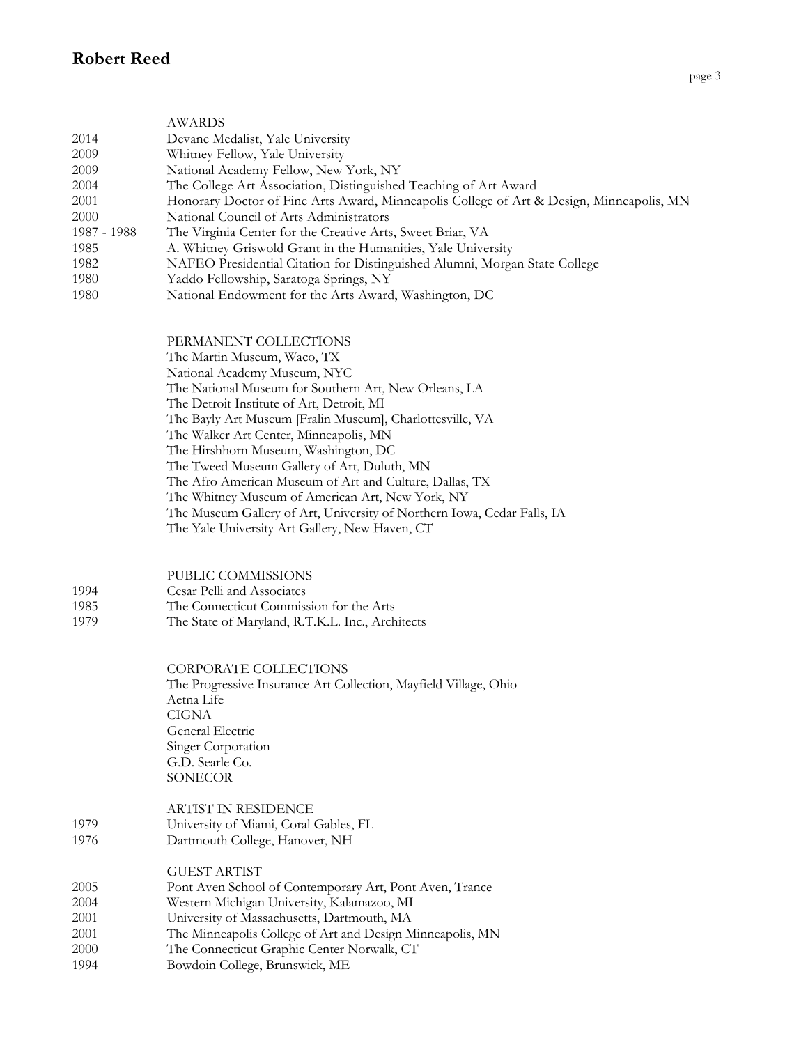### AWARDS

| | |
|---|---|
| 2014 | Devane Medalist, Yale University |
| 2009 | Whitney Fellow, Yale University |
| 2009 | National Academy Fellow, New York, NY |
| 2004 | The College Art Association, Distinguished Teaching of Art Award |
| 2001 | Honorary Doctor of Fine Arts Award, Minneapolis College of Art & Design, Minneapolis, MN |
| 2000 | National Council of Arts Administrators |
| 1987 - 1988 | The Virginia Center for the Creative Arts, Sweet Briar, VA |
| 1985 | A. Whitney Griswold Grant in the Humanities, Yale University |
| 1982 | NAFEO Presidential Citation for Distinguished Alumni, Morgan State College |
| 1980 | Yaddo Fellowship, Saratoga Springs, NY |
| 1980 | National Endowment for the Arts Award, Washington, DC |

### PERMANENT COLLECTIONS

The Martin Museum, Waco, TX
National Academy Museum, NYC
The National Museum for Southern Art, New Orleans, LA
The Detroit Institute of Art, Detroit, MI
The Bayly Art Museum [Fralin Museum], Charlottesville, VA
The Walker Art Center, Minneapolis, MN
The Hirshhorn Museum, Washington, DC
The Tweed Museum Gallery of Art, Duluth, MN
The Afro American Museum of Art and Culture, Dallas, TX
The Whitney Museum of American Art, New York, NY
The Museum Gallery of Art, University of Northern Iowa, Cedar Falls, IA
The Yale University Art Gallery, New Haven, CT

### PUBLIC COMMISSIONS

| | |
|---|---|
| 1994 | Cesar Pelli and Associates |
| 1985 | The Connecticut Commission for the Arts |
| 1979 | The State of Maryland, R.T.K.L. Inc., Architects |

### CORPORATE COLLECTIONS

The Progressive Insurance Art Collection, Mayfield Village, Ohio
Aetna Life
CIGNA
General Electric
Singer Corporation
G.D. Searle Co.
SONECOR

### ARTIST IN RESIDENCE

| | |
|---|---|
| 1979 | University of Miami, Coral Gables, FL |
| 1976 | Dartmouth College, Hanover, NH |

### GUEST ARTIST

| | |
|---|---|
| 2005 | Pont Aven School of Contemporary Art, Pont Aven, Trance |
| 2004 | Western Michigan University, Kalamazoo, MI |
| 2001 | University of Massachusetts, Dartmouth, MA |
| 2001 | The Minneapolis College of Art and Design Minneapolis, MN |
| 2000 | The Connecticut Graphic Center Norwalk, CT |
| 1994 | Bowdoin College, Brunswick, ME |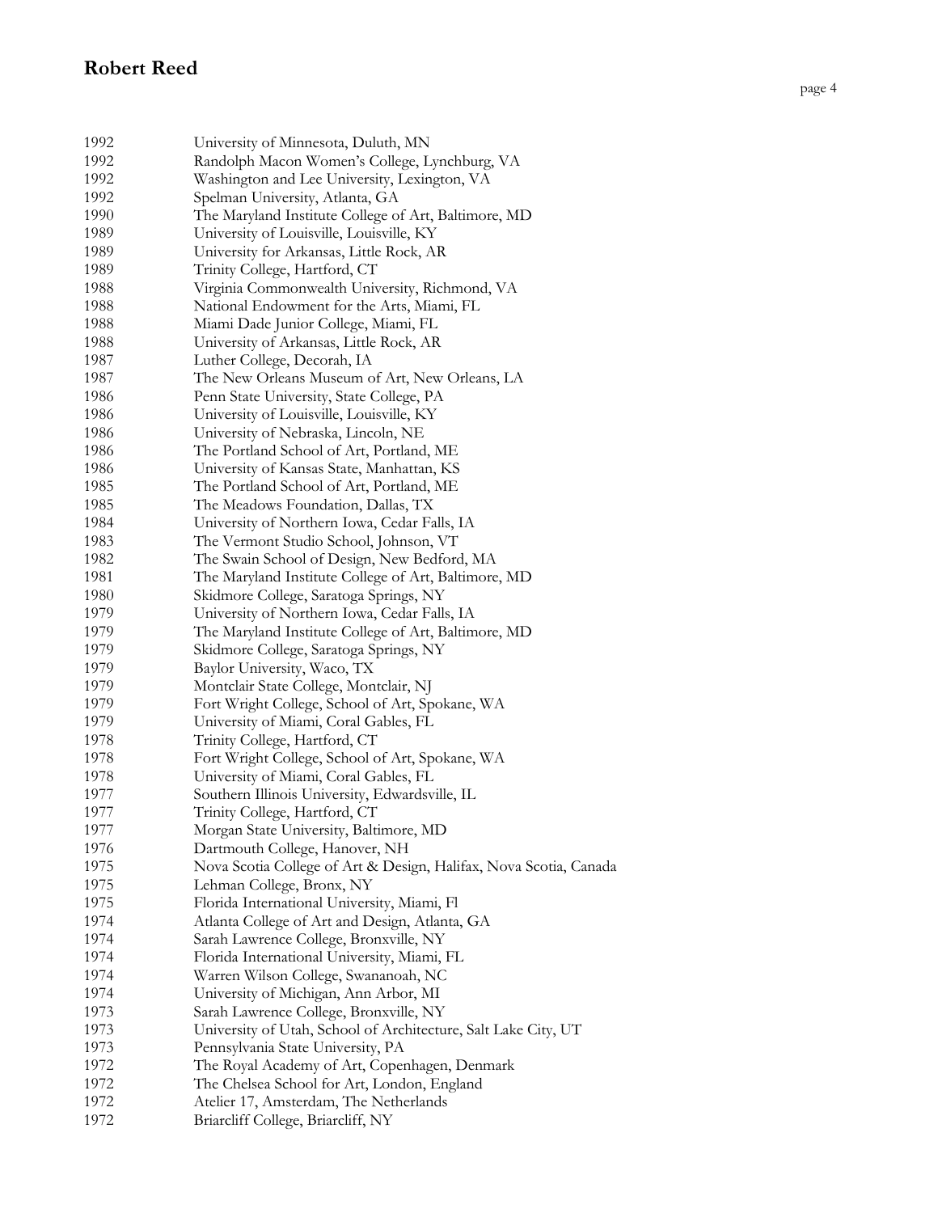1992 University of Minnesota, Duluth, MN
1992 Randolph Macon Women's College, Lynchburg, VA
1992 Washington and Lee University, Lexington, VA
1992 Spelman University, Atlanta, GA
1990 The Maryland Institute College of Art, Baltimore, MD
1989 University of Louisville, Louisville, KY
1989 University for Arkansas, Little Rock, AR
1989 Trinity College, Hartford, CT
1988 Virginia Commonwealth University, Richmond, VA
1988 National Endowment for the Arts, Miami, FL
1988 Miami Dade Junior College, Miami, FL
1988 University of Arkansas, Little Rock, AR
1987 Luther College, Decorah, IA
1987 The New Orleans Museum of Art, New Orleans, LA
1986 Penn State University, State College, PA
1986 University of Louisville, Louisville, KY
1986 University of Nebraska, Lincoln, NE
1986 The Portland School of Art, Portland, ME
1986 University of Kansas State, Manhattan, KS
1985 The Portland School of Art, Portland, ME
1985 The Meadows Foundation, Dallas, TX
1984 University of Northern Iowa, Cedar Falls, IA
1983 The Vermont Studio School, Johnson, VT
1982 The Swain School of Design, New Bedford, MA
1981 The Maryland Institute College of Art, Baltimore, MD
1980 Skidmore College, Saratoga Springs, NY
1979 University of Northern Iowa, Cedar Falls, IA
1979 The Maryland Institute College of Art, Baltimore, MD
1979 Skidmore College, Saratoga Springs, NY
1979 Baylor University, Waco, TX
1979 Montclair State College, Montclair, NJ
1979 Fort Wright College, School of Art, Spokane, WA
1979 University of Miami, Coral Gables, FL
1978 Trinity College, Hartford, CT
1978 Fort Wright College, School of Art, Spokane, WA
1978 University of Miami, Coral Gables, FL
1977 Southern Illinois University, Edwardsville, IL
1977 Trinity College, Hartford, CT
1977 Morgan State University, Baltimore, MD
1976 Dartmouth College, Hanover, NH
1975 Nova Scotia College of Art & Design, Halifax, Nova Scotia, Canada
1975 Lehman College, Bronx, NY
1975 Florida International University, Miami, Fl
1974 Atlanta College of Art and Design, Atlanta, GA
1974 Sarah Lawrence College, Bronxville, NY
1974 Florida International University, Miami, FL
1974 Warren Wilson College, Swananoah, NC
1974 University of Michigan, Ann Arbor, MI
1973 Sarah Lawrence College, Bronxville, NY
1973 University of Utah, School of Architecture, Salt Lake City, UT
1973 Pennsylvania State University, PA
1972 The Royal Academy of Art, Copenhagen, Denmark
1972 The Chelsea School for Art, London, England
1972 Atelier 17, Amsterdam, The Netherlands
1972 Briarcliff College, Briarcliff, NY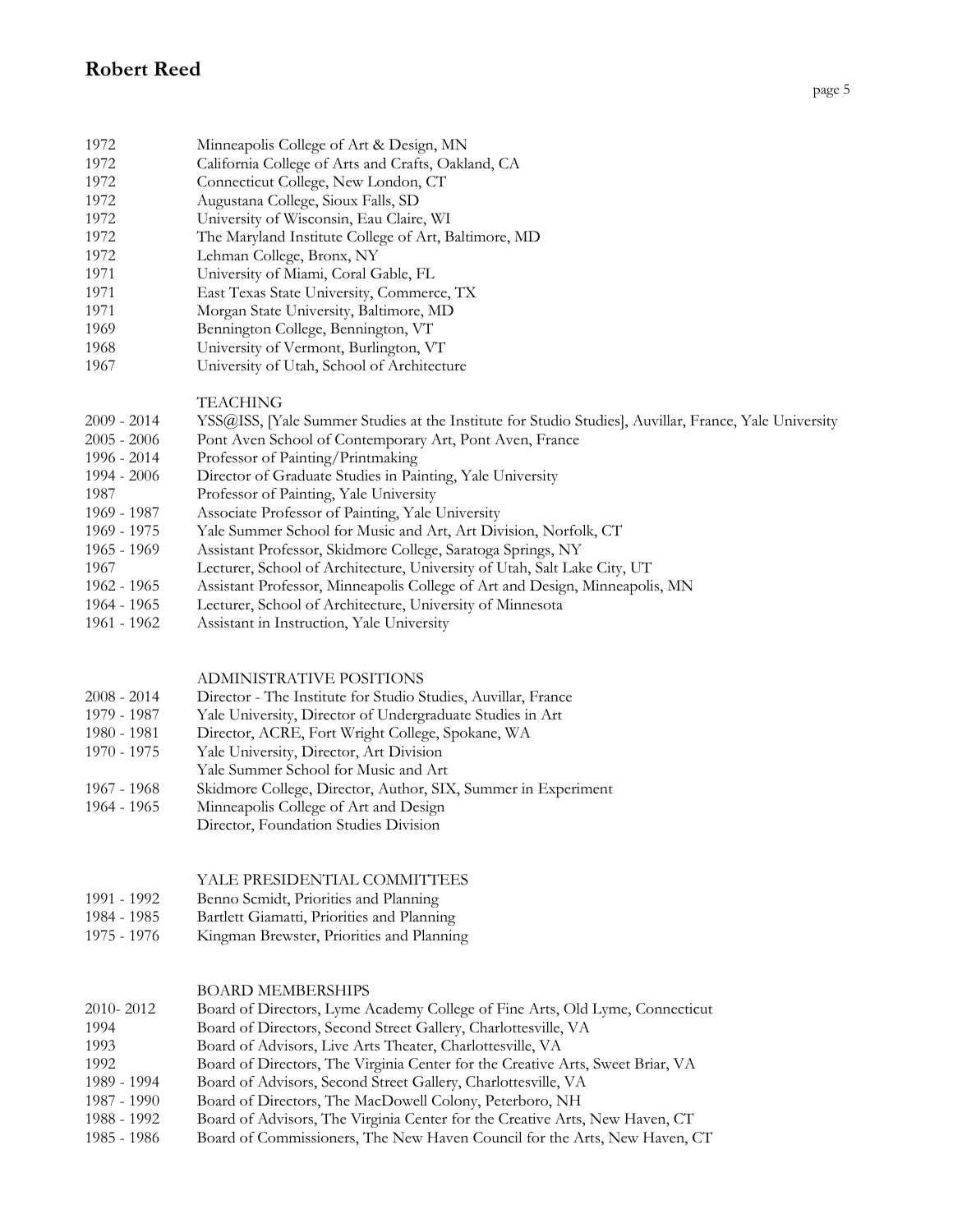| | |
|---|---|
| 1972 | Minneapolis College of Art & Design, MN |
| 1972 | California College of Arts and Crafts, Oakland, CA |
| 1972 | Connecticut College, New London, CT |
| 1972 | Augustana College, Sioux Falls, SD |
| 1972 | University of Wisconsin, Eau Claire, WI |
| 1972 | The Maryland Institute College of Art, Baltimore, MD |
| 1972 | Lehman College, Bronx, NY |
| 1971 | University of Miami, Coral Gable, FL |
| 1971 | East Texas State University, Commerce, TX |
| 1971 | Morgan State University, Baltimore, MD |
| 1969 | Bennington College, Bennington, VT |
| 1968 | University of Vermont, Burlington, VT |
| 1967 | University of Utah, School of Architecture |

## TEACHING

| | |
|---|---|
| 2009 - 2014 | YSS@ISS, [Yale Summer Studies at the Institute for Studio Studies], Auvillar, France, Yale University |
| 2005 - 2006 | Pont Aven School of Contemporary Art, Pont Aven, France |
| 1996 - 2014 | Professor of Painting/Printmaking |
| 1994 - 2006 | Director of Graduate Studies in Painting, Yale University |
| 1987 | Professor of Painting, Yale University |
| 1969 - 1987 | Associate Professor of Painting, Yale University |
| 1969 - 1975 | Yale Summer School for Music and Art, Art Division, Norfolk, CT |
| 1965 - 1969 | Assistant Professor, Skidmore College, Saratoga Springs, NY |
| 1967 | Lecturer, School of Architecture, University of Utah, Salt Lake City, UT |
| 1962 - 1965 | Assistant Professor, Minneapolis College of Art and Design, Minneapolis, MN |
| 1964 - 1965 | Lecturer, School of Architecture, University of Minnesota |
| 1961 - 1962 | Assistant in Instruction, Yale University |

## ADMINISTRATIVE POSITIONS

| | |
|---|---|
| 2008 - 2014 | Director - The Institute for Studio Studies, Auvillar, France |
| 1979 - 1987 | Yale University, Director of Undergraduate Studies in Art |
| 1980 - 1981 | Director, ACRE, Fort Wright College, Spokane, WA |
| 1970 - 1975 | Yale University, Director, Art Division<br>Yale Summer School for Music and Art |
| 1967 - 1968 | Skidmore College, Director, Author, SIX, Summer in Experiment |
| 1964 - 1965 | Minneapolis College of Art and Design<br>Director, Foundation Studies Division |

## YALE PRESIDENTIAL COMMITTEES

| | |
|---|---|
| 1991 - 1992 | Benno Scmidt, Priorities and Planning |
| 1984 - 1985 | Bartlett Giamatti, Priorities and Planning |
| 1975 - 1976 | Kingman Brewster, Priorities and Planning |

## BOARD MEMBERSHIPS

| | |
|---|---|
| 2010- 2012 | Board of Directors, Lyme Academy College of Fine Arts, Old Lyme, Connecticut |
| 1994 | Board of Directors, Second Street Gallery, Charlottesville, VA |
| 1993 | Board of Advisors, Live Arts Theater, Charlottesville, VA |
| 1992 | Board of Directors, The Virginia Center for the Creative Arts, Sweet Briar, VA |
| 1989 - 1994 | Board of Advisors, Second Street Gallery, Charlottesville, VA |
| 1987 - 1990 | Board of Directors, The MacDowell Colony, Peterboro, NH |
| 1988 - 1992 | Board of Advisors, The Virginia Center for the Creative Arts, New Haven, CT |
| 1985 - 1986 | Board of Commissioners, The New Haven Council for the Arts, New Haven, CT |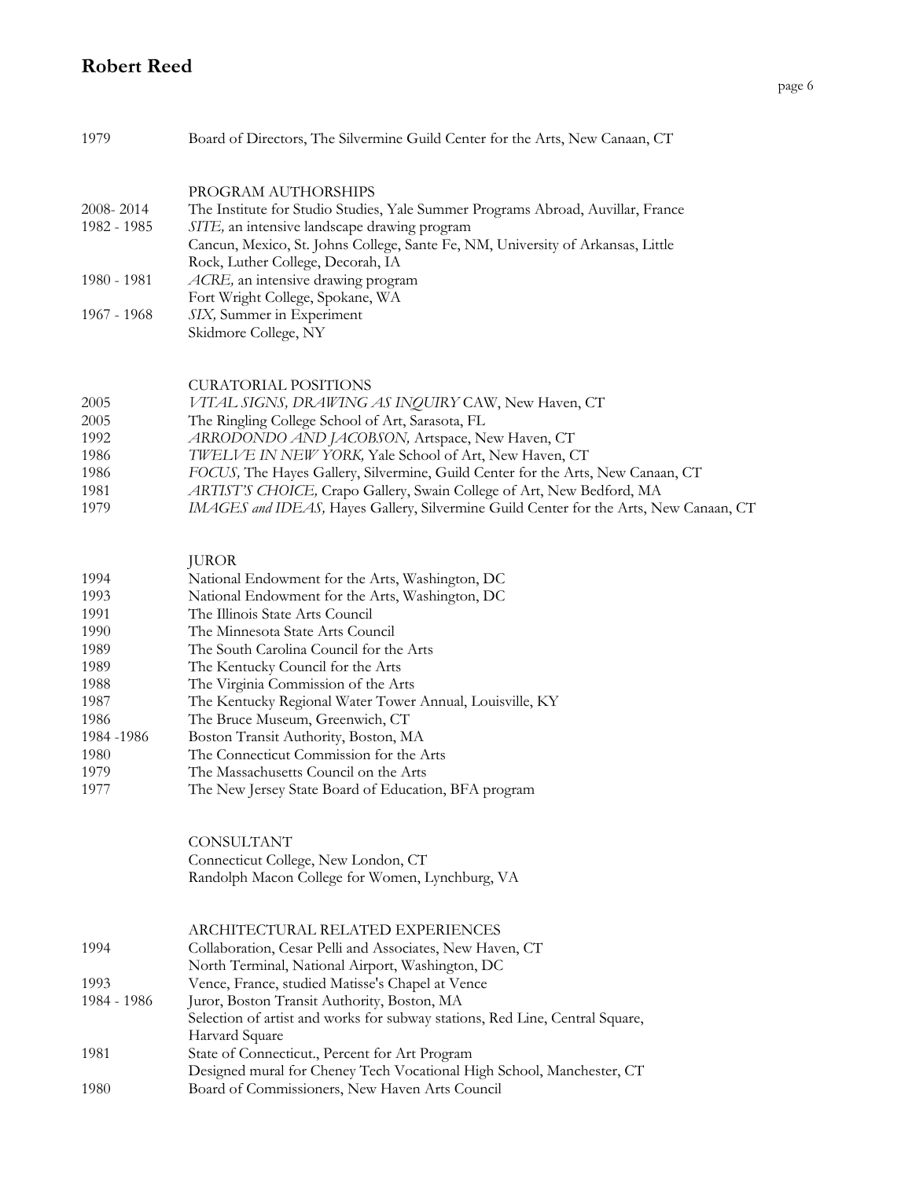1979 Board of Directors, The Silvermine Guild Center for the Arts, New Canaan, CT

PROGRAM AUTHORSHIPS

2008- 2014 The Institute for Studio Studies, Yale Summer Programs Abroad, Auvillar, France

1982 - 1985 *SITE,* an intensive landscape drawing program
Cancun, Mexico, St. Johns College, Sante Fe, NM, University of Arkansas, Little Rock, Luther College, Decorah, IA

1980 - 1981 *ACRE,* an intensive drawing program
Fort Wright College, Spokane, WA

1967 - 1968 *SIX,* Summer in Experiment
Skidmore College, NY

CURATORIAL POSITIONS

2005 *VITAL SIGNS, DRAWING AS INQUIRY* CAW, New Haven, CT

2005 The Ringling College School of Art, Sarasota, FL

1992 *ARRODONDO AND JACOBSON,* Artspace, New Haven, CT

1986 *TWELVE IN NEW YORK,* Yale School of Art, New Haven, CT

1986 *FOCUS,* The Hayes Gallery, Silvermine, Guild Center for the Arts, New Canaan, CT

1981 *ARTIST'S CHOICE,* Crapo Gallery, Swain College of Art, New Bedford, MA

1979 *IMAGES and IDEAS,* Hayes Gallery, Silvermine Guild Center for the Arts, New Canaan, CT

JUROR

1994 National Endowment for the Arts, Washington, DC

1993 National Endowment for the Arts, Washington, DC

1991 The Illinois State Arts Council

1990 The Minnesota State Arts Council

1989 The South Carolina Council for the Arts

1989 The Kentucky Council for the Arts

1988 The Virginia Commission of the Arts

1987 The Kentucky Regional Water Tower Annual, Louisville, KY

1986 The Bruce Museum, Greenwich, CT

1984 -1986 Boston Transit Authority, Boston, MA

1980 The Connecticut Commission for the Arts

1979 The Massachusetts Council on the Arts

1977 The New Jersey State Board of Education, BFA program

CONSULTANT

Connecticut College, New London, CT

Randolph Macon College for Women, Lynchburg, VA

ARCHITECTURAL RELATED EXPERIENCES

1994 Collaboration, Cesar Pelli and Associates, New Haven, CT
North Terminal, National Airport, Washington, DC

1993 Vence, France, studied Matisse's Chapel at Vence

1984 - 1986 Juror, Boston Transit Authority, Boston, MA
Selection of artist and works for subway stations, Red Line, Central Square, Harvard Square

1981 State of Connecticut., Percent for Art Program
Designed mural for Cheney Tech Vocational High School, Manchester, CT

1980 Board of Commissioners, New Haven Arts Council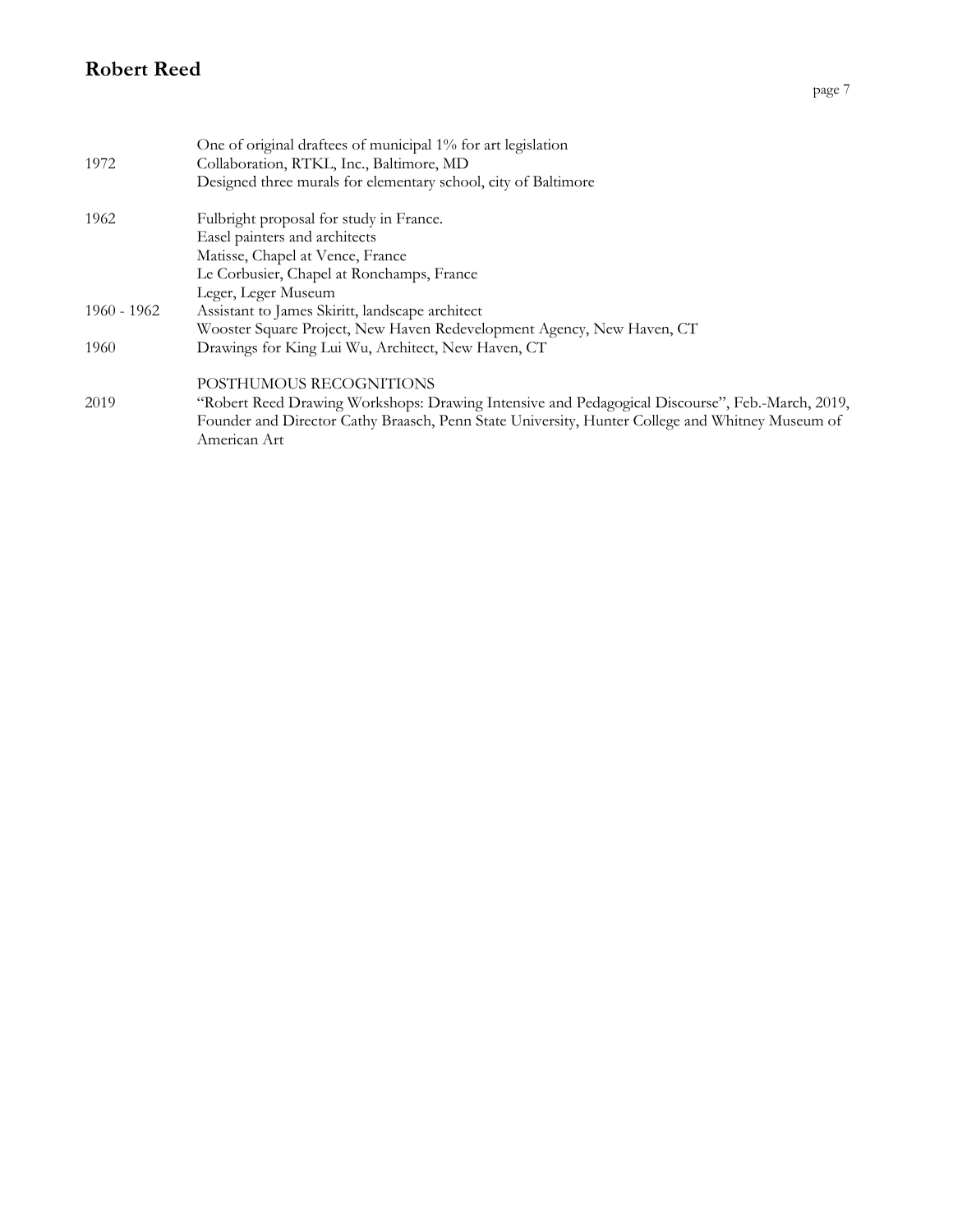| | |
|---|---|
| | One of original draftees of municipal 1% for art legislation |
| 1972 | Collaboration, RTKL, Inc., Baltimore, MD |
| | Designed three murals for elementary school, city of Baltimore |
| 1962 | Fulbright proposal for study in France. |
| | Easel painters and architects |
| | Matisse, Chapel at Vence, France |
| | Le Corbusier, Chapel at Ronchamps, France |
| | Leger, Leger Museum |
| 1960 - 1962 | Assistant to James Skiritt, landscape architect |
| | Wooster Square Project, New Haven Redevelopment Agency, New Haven, CT |
| 1960 | Drawings for King Lui Wu, Architect, New Haven, CT |

POSTHUMOUS RECOGNITIONS

| | |
|---|---|
| 2019 | "Robert Reed Drawing Workshops: Drawing Intensive and Pedagogical Discourse", Feb.-March, 2019, Founder and Director Cathy Braasch, Penn State University, Hunter College and Whitney Museum of American Art |